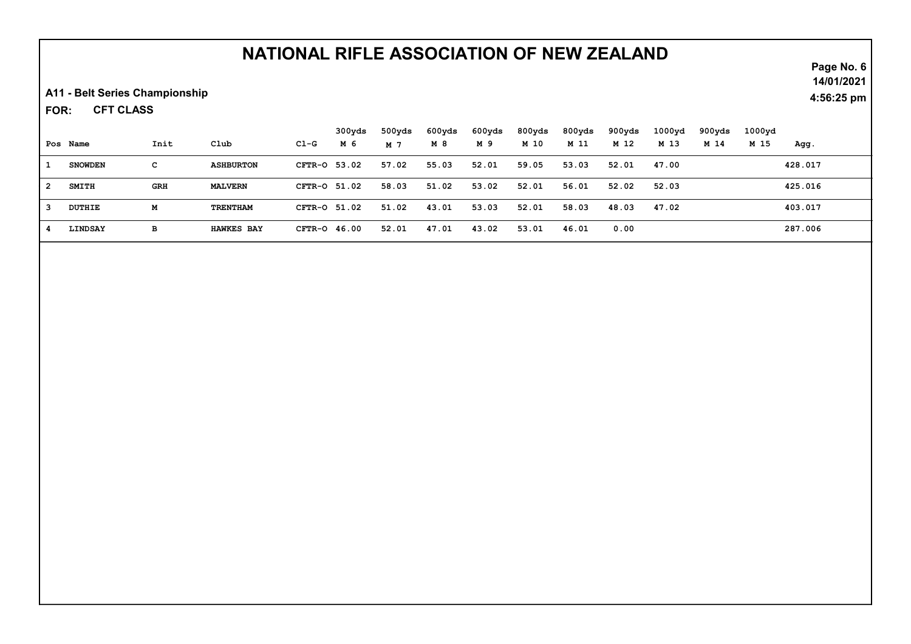# NATIONAL RIFLE ASSOCIATION OF NEW ZEALAND

**A11 - Belt Series Championship**

**FOR: CFT CLASS**

14/01/2021
4:56:25 pm

| Pos | Name | Init | Club | Cl-G | 300yds M 6 | 500yds M 7 | 600yds M 8 | 600yds M 9 | 800yds M 10 | 800yds M 11 | 900yds M 12 | 1000yd M 13 | 900yds M 14 | 1000yd M 15 | Agg. |
|---|---|---|---|---|---|---|---|---|---|---|---|---|---|---|---|
| 1 | SNOWDEN | C | ASHBURTON | CFTR-O | 53.02 | 57.02 | 55.03 | 52.01 | 59.05 | 53.03 | 52.01 | 47.00 | | | 428.017 |
| 2 | SMITH | GRH | MALVERN | CFTR-O | 51.02 | 58.03 | 51.02 | 53.02 | 52.01 | 56.01 | 52.02 | 52.03 | | | 425.016 |
| 3 | DUTHIE | M | TRENTHAM | CFTR-O | 51.02 | 51.02 | 43.01 | 53.03 | 52.01 | 58.03 | 48.03 | 47.02 | | | 403.017 |
| 4 | LINDSAY | B | HAWKES BAY | CFTR-O | 46.00 | 52.01 | 47.01 | 43.02 | 53.01 | 46.01 | 0.00 | | | | 287.006 |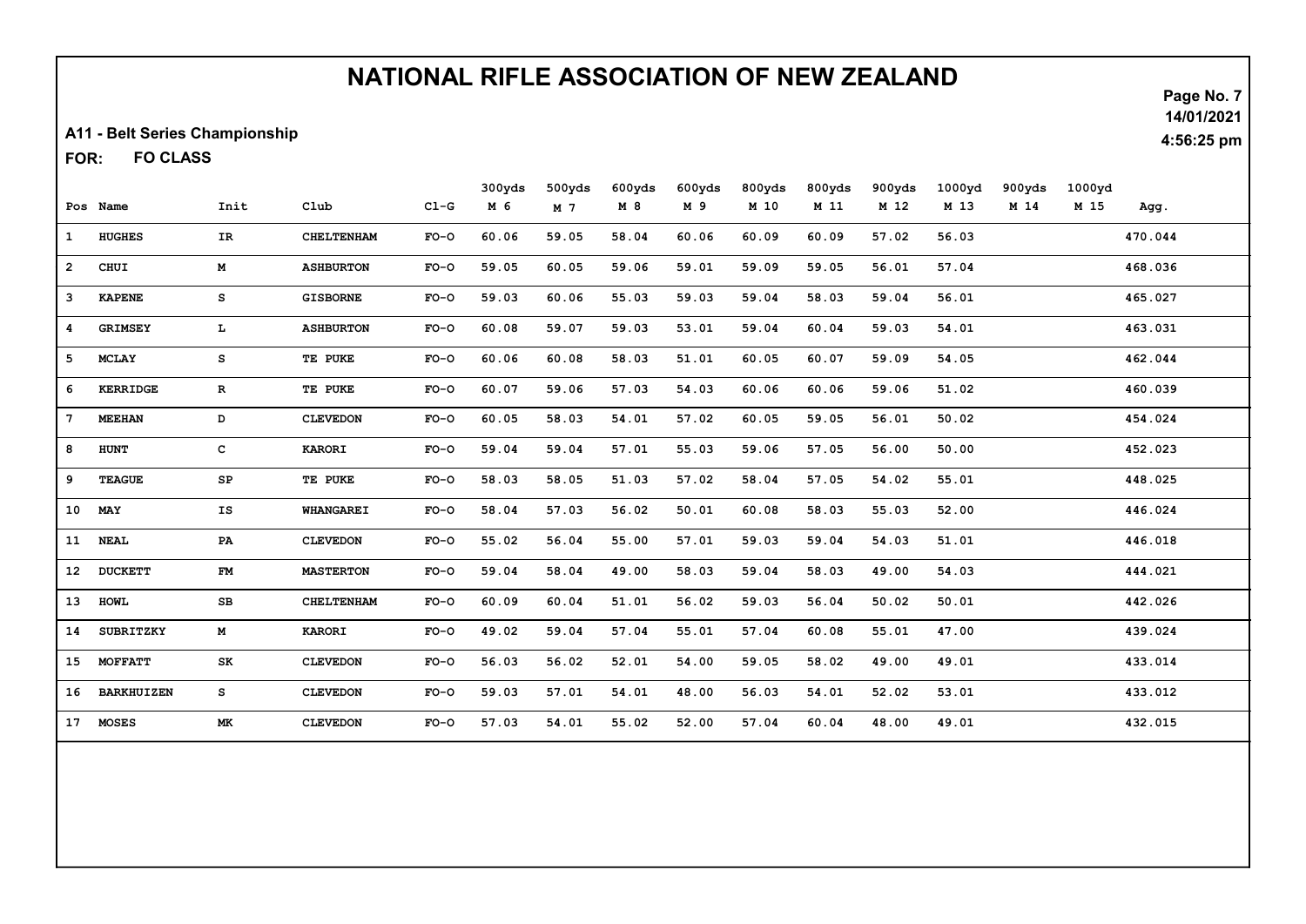# NATIONAL RIFLE ASSOCIATION OF NEW ZEALAND

**A11 - Belt Series Championship**

**FOR: FO CLASS**

14/01/2021
4:56:25 pm

| Pos | Name | Init | Club | Cl-G | 300yds M 6 | 500yds M 7 | 600yds M 8 | 600yds M 9 | 800yds M 10 | 800yds M 11 | 900yds M 12 | 1000yd M 13 | 900yds M 14 | 1000yd M 15 | Agg. |
|---|---|---|---|---|---|---|---|---|---|---|---|---|---|---|---|
| 1 | HUGHES | IR | CHELTENHAM | FO-O | 60.06 | 59.05 | 58.04 | 60.06 | 60.09 | 60.09 | 57.02 | 56.03 | | | 470.044 |
| 2 | CHUI | M | ASHBURTON | FO-O | 59.05 | 60.05 | 59.06 | 59.01 | 59.09 | 59.05 | 56.01 | 57.04 | | | 468.036 |
| 3 | KAPENE | S | GISBORNE | FO-O | 59.03 | 60.06 | 55.03 | 59.03 | 59.04 | 58.03 | 59.04 | 56.01 | | | 465.027 |
| 4 | GRIMSEY | L | ASHBURTON | FO-O | 60.08 | 59.07 | 59.03 | 53.01 | 59.04 | 60.04 | 59.03 | 54.01 | | | 463.031 |
| 5 | MCLAY | S | TE PUKE | FO-O | 60.06 | 60.08 | 58.03 | 51.01 | 60.05 | 60.07 | 59.09 | 54.05 | | | 462.044 |
| 6 | KERRIDGE | R | TE PUKE | FO-O | 60.07 | 59.06 | 57.03 | 54.03 | 60.06 | 60.06 | 59.06 | 51.02 | | | 460.039 |
| 7 | MEEHAN | D | CLEVEDON | FO-O | 60.05 | 58.03 | 54.01 | 57.02 | 60.05 | 59.05 | 56.01 | 50.02 | | | 454.024 |
| 8 | HUNT | C | KARORI | FO-O | 59.04 | 59.04 | 57.01 | 55.03 | 59.06 | 57.05 | 56.00 | 50.00 | | | 452.023 |
| 9 | TEAGUE | SP | TE PUKE | FO-O | 58.03 | 58.05 | 51.03 | 57.02 | 58.04 | 57.05 | 54.02 | 55.01 | | | 448.025 |
| 10 | MAY | IS | WHANGAREI | FO-O | 58.04 | 57.03 | 56.02 | 50.01 | 60.08 | 58.03 | 55.03 | 52.00 | | | 446.024 |
| 11 | NEAL | PA | CLEVEDON | FO-O | 55.02 | 56.04 | 55.00 | 57.01 | 59.03 | 59.04 | 54.03 | 51.01 | | | 446.018 |
| 12 | DUCKETT | FM | MASTERTON | FO-O | 59.04 | 58.04 | 49.00 | 58.03 | 59.04 | 58.03 | 49.00 | 54.03 | | | 444.021 |
| 13 | HOWL | SB | CHELTENHAM | FO-O | 60.09 | 60.04 | 51.01 | 56.02 | 59.03 | 56.04 | 50.02 | 50.01 | | | 442.026 |
| 14 | SUBRITZKY | M | KARORI | FO-O | 49.02 | 59.04 | 57.04 | 55.01 | 57.04 | 60.08 | 55.01 | 47.00 | | | 439.024 |
| 15 | MOFFATT | SK | CLEVEDON | FO-O | 56.03 | 56.02 | 52.01 | 54.00 | 59.05 | 58.02 | 49.00 | 49.01 | | | 433.014 |
| 16 | BARKHUIZEN | S | CLEVEDON | FO-O | 59.03 | 57.01 | 54.01 | 48.00 | 56.03 | 54.01 | 52.02 | 53.01 | | | 433.012 |
| 17 | MOSES | MK | CLEVEDON | FO-O | 57.03 | 54.01 | 55.02 | 52.00 | 57.04 | 60.04 | 48.00 | 49.01 | | | 432.015 |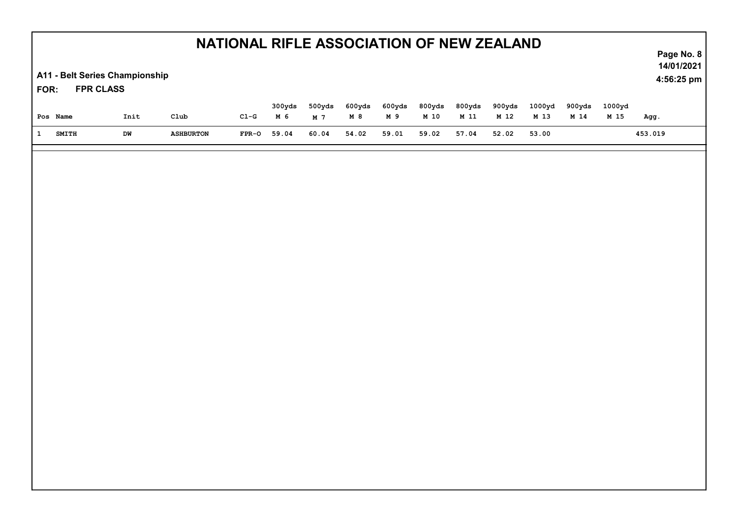# NATIONAL RIFLE ASSOCIATION OF NEW ZEALAND

**A11 - Belt Series Championship**

**FOR: FPR CLASS**

**14/01/2021**
**4:56:25 pm**

| Pos | Name | Init | Club | Cl-G | 300yds M 6 | 500yds M 7 | 600yds M 8 | 600yds M 9 | 800yds M 10 | 800yds M 11 | 900yds M 12 | 1000yd M 13 | 900yds M 14 | 1000yd M 15 | Agg. |
|---|---|---|---|---|---|---|---|---|---|---|---|---|---|---|---|
| 1 | SMITH | DW | ASHBURTON | FPR-O | 59.04 | 60.04 | 54.02 | 59.01 | 59.02 | 57.04 | 52.02 | 53.00 | | | 453.019 |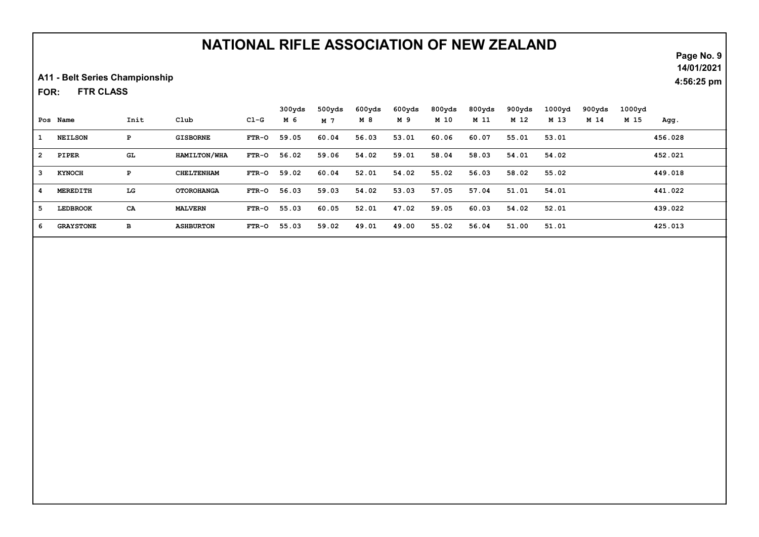# NATIONAL RIFLE ASSOCIATION OF NEW ZEALAND

**A11 - Belt Series Championship**

**FOR: FTR CLASS**

14/01/2021
4:56:25 pm

| Pos | Name | Init | Club | Cl-G | 300yds M 6 | 500yds M 7 | 600yds M 8 | 600yds M 9 | 800yds M 10 | 800yds M 11 | 900yds M 12 | 1000yd M 13 | 900yds M 14 | 1000yd M 15 | Agg. |
|---|---|---|---|---|---|---|---|---|---|---|---|---|---|---|---|
| 1 | NEILSON | P | GISBORNE | FTR-O | 59.05 | 60.04 | 56.03 | 53.01 | 60.06 | 60.07 | 55.01 | 53.01 | | | 456.028 |
| 2 | PIPER | GL | HAMILTON/WHA | FTR-O | 56.02 | 59.06 | 54.02 | 59.01 | 58.04 | 58.03 | 54.01 | 54.02 | | | 452.021 |
| 3 | KYNOCH | P | CHELTENHAM | FTR-O | 59.02 | 60.04 | 52.01 | 54.02 | 55.02 | 56.03 | 58.02 | 55.02 | | | 449.018 |
| 4 | MEREDITH | LG | OTOROHANGA | FTR-O | 56.03 | 59.03 | 54.02 | 53.03 | 57.05 | 57.04 | 51.01 | 54.01 | | | 441.022 |
| 5 | LEDBROOK | CA | MALVERN | FTR-O | 55.03 | 60.05 | 52.01 | 47.02 | 59.05 | 60.03 | 54.02 | 52.01 | | | 439.022 |
| 6 | GRAYSTONE | B | ASHBURTON | FTR-O | 55.03 | 59.02 | 49.01 | 49.00 | 55.02 | 56.04 | 51.00 | 51.01 | | | 425.013 |